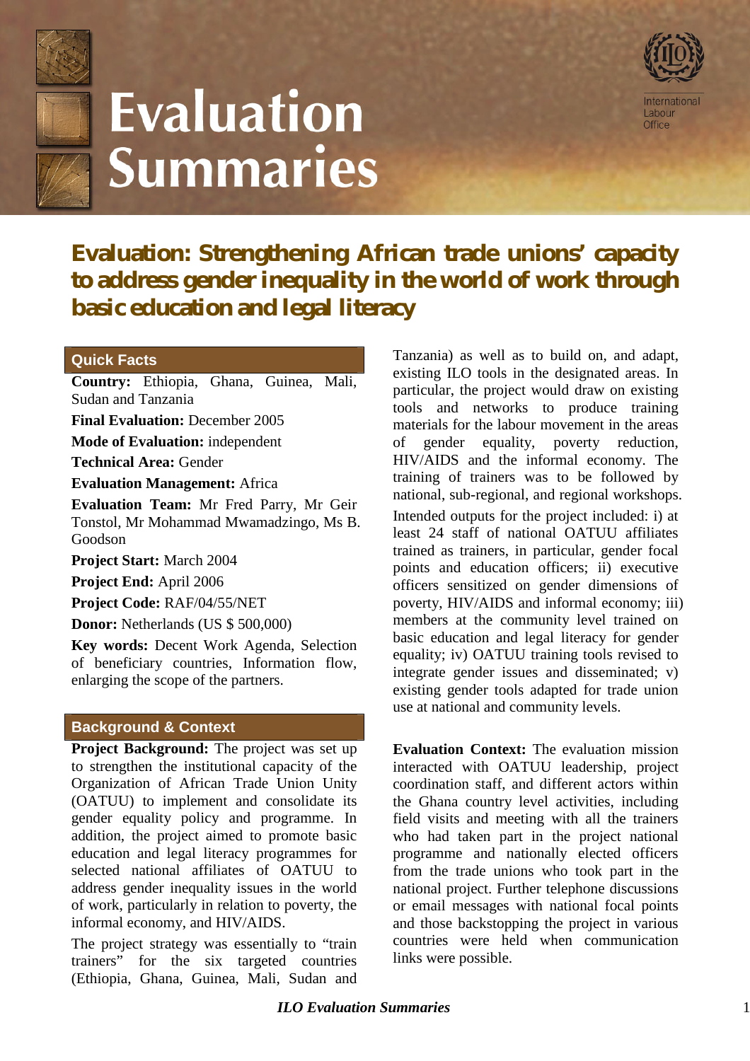# Evaluation Summaries

International Labour Office

## Evaluation: Strengthening African trade unions' capacity to address gender inequality in the world of work through basic education and legal literacy

### Quick Facts

**Country:** Ethiopia, Ghana, Guinea, Mali, Sudan and Tanzania

**Final Evaluation:** December 2005

**Mode of Evaluation:** independent

**Technical Area:** Gender

**Evaluation Management:** Africa

**Evaluation Team:** Mr Fred Parry, Mr Geir Tonstol, Mr Mohammad Mwamadzingo, Ms B. Goodson

**Project Start:** March 2004

**Project End:** April 2006

**Project Code:** RAF/04/55/NET

**Donor:** Netherlands (US $ 500,000)

**Key words:** Decent Work Agenda, Selection of beneficiary countries, Information flow, enlarging the scope of the partners.

### Background & Context

**Project Background:** The project was set up to strengthen the institutional capacity of the Organization of African Trade Union Unity (OATUU) to implement and consolidate its gender equality policy and programme. In addition, the project aimed to promote basic education and legal literacy programmes for selected national affiliates of OATUU to address gender inequality issues in the world of work, particularly in relation to poverty, the informal economy, and HIV/AIDS.

The project strategy was essentially to "train trainers" for the six targeted countries (Ethiopia, Ghana, Guinea, Mali, Sudan and Tanzania) as well as to build on, and adapt, existing ILO tools in the designated areas. In particular, the project would draw on existing tools and networks to produce training materials for the labour movement in the areas of gender equality, poverty reduction, HIV/AIDS and the informal economy. The training of trainers was to be followed by national, sub-regional, and regional workshops.

Intended outputs for the project included: i) at least 24 staff of national OATUU affiliates trained as trainers, in particular, gender focal points and education officers; ii) executive officers sensitized on gender dimensions of poverty, HIV/AIDS and informal economy; iii) members at the community level trained on basic education and legal literacy for gender equality; iv) OATUU training tools revised to integrate gender issues and disseminated; v) existing gender tools adapted for trade union use at national and community levels.

**Evaluation Context:** The evaluation mission interacted with OATUU leadership, project coordination staff, and different actors within the Ghana country level activities, including field visits and meeting with all the trainers who had taken part in the project national programme and nationally elected officers from the trade unions who took part in the national project. Further telephone discussions or email messages with national focal points and those backstopping the project in various countries were held when communication links were possible.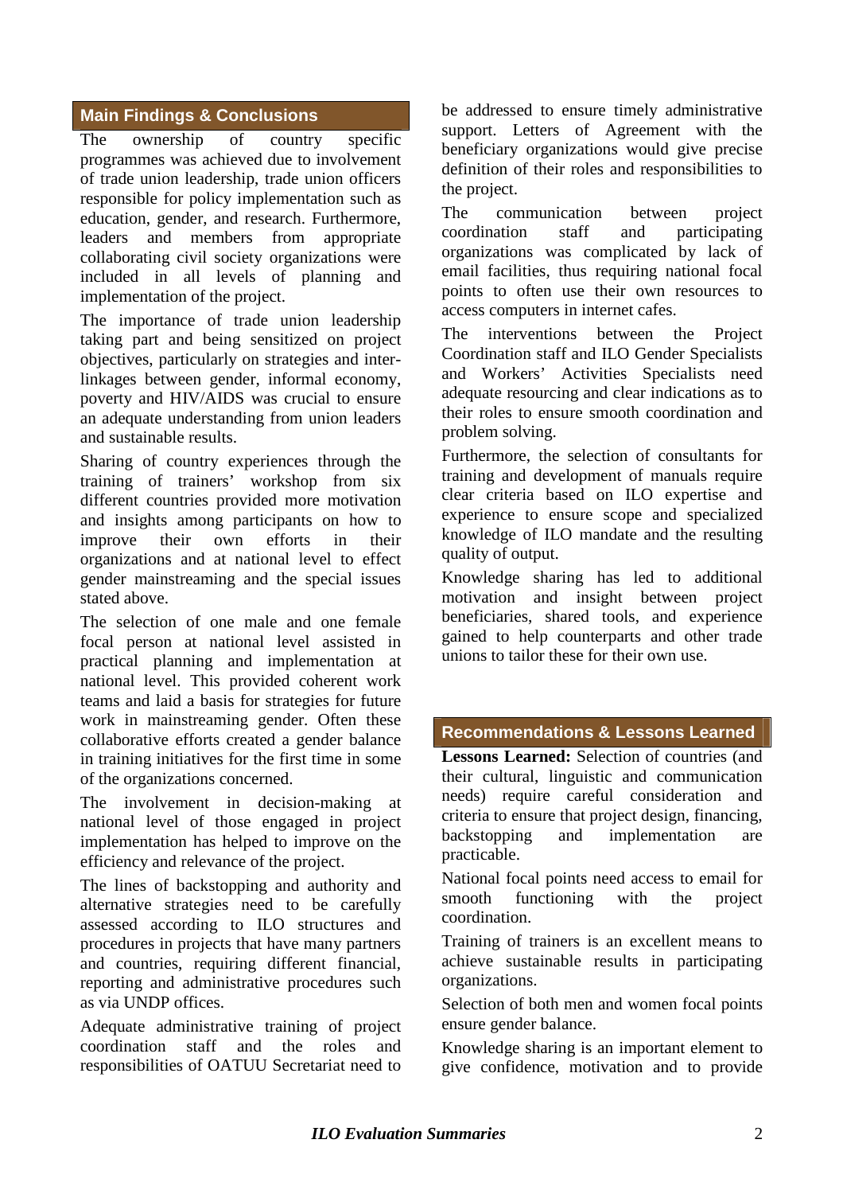## Main Findings & Conclusions

The ownership of country specific programmes was achieved due to involvement of trade union leadership, trade union officers responsible for policy implementation such as education, gender, and research. Furthermore, leaders and members from appropriate collaborating civil society organizations were included in all levels of planning and implementation of the project.

The importance of trade union leadership taking part and being sensitized on project objectives, particularly on strategies and inter-linkages between gender, informal economy, poverty and HIV/AIDS was crucial to ensure an adequate understanding from union leaders and sustainable results.

Sharing of country experiences through the training of trainers' workshop from six different countries provided more motivation and insights among participants on how to improve their own efforts in their organizations and at national level to effect gender mainstreaming and the special issues stated above.

The selection of one male and one female focal person at national level assisted in practical planning and implementation at national level. This provided coherent work teams and laid a basis for strategies for future work in mainstreaming gender. Often these collaborative efforts created a gender balance in training initiatives for the first time in some of the organizations concerned.

The involvement in decision-making at national level of those engaged in project implementation has helped to improve on the efficiency and relevance of the project.

The lines of backstopping and authority and alternative strategies need to be carefully assessed according to ILO structures and procedures in projects that have many partners and countries, requiring different financial, reporting and administrative procedures such as via UNDP offices.

Adequate administrative training of project coordination staff and the roles and responsibilities of OATUU Secretariat need to be addressed to ensure timely administrative support. Letters of Agreement with the beneficiary organizations would give precise definition of their roles and responsibilities to the project.

The communication between project coordination staff and participating organizations was complicated by lack of email facilities, thus requiring national focal points to often use their own resources to access computers in internet cafes.

The interventions between the Project Coordination staff and ILO Gender Specialists and Workers' Activities Specialists need adequate resourcing and clear indications as to their roles to ensure smooth coordination and problem solving.

Furthermore, the selection of consultants for training and development of manuals require clear criteria based on ILO expertise and experience to ensure scope and specialized knowledge of ILO mandate and the resulting quality of output.

Knowledge sharing has led to additional motivation and insight between project beneficiaries, shared tools, and experience gained to help counterparts and other trade unions to tailor these for their own use.

## Recommendations & Lessons Learned

**Lessons Learned:** Selection of countries (and their cultural, linguistic and communication needs) require careful consideration and criteria to ensure that project design, financing, backstopping and implementation are practicable.

National focal points need access to email for smooth functioning with the project coordination.

Training of trainers is an excellent means to achieve sustainable results in participating organizations.

Selection of both men and women focal points ensure gender balance.

Knowledge sharing is an important element to give confidence, motivation and to provide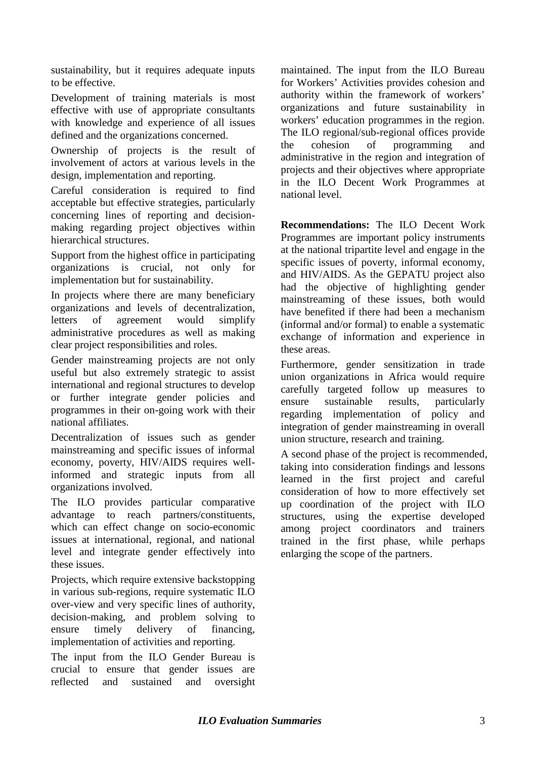sustainability, but it requires adequate inputs to be effective.

Development of training materials is most effective with use of appropriate consultants with knowledge and experience of all issues defined and the organizations concerned.

Ownership of projects is the result of involvement of actors at various levels in the design, implementation and reporting.

Careful consideration is required to find acceptable but effective strategies, particularly concerning lines of reporting and decision-making regarding project objectives within hierarchical structures.

Support from the highest office in participating organizations is crucial, not only for implementation but for sustainability.

In projects where there are many beneficiary organizations and levels of decentralization, letters of agreement would simplify administrative procedures as well as making clear project responsibilities and roles.

Gender mainstreaming projects are not only useful but also extremely strategic to assist international and regional structures to develop or further integrate gender policies and programmes in their on-going work with their national affiliates.

Decentralization of issues such as gender mainstreaming and specific issues of informal economy, poverty, HIV/AIDS requires well-informed and strategic inputs from all organizations involved.

The ILO provides particular comparative advantage to reach partners/constituents, which can effect change on socio-economic issues at international, regional, and national level and integrate gender effectively into these issues.

Projects, which require extensive backstopping in various sub-regions, require systematic ILO over-view and very specific lines of authority, decision-making, and problem solving to ensure timely delivery of financing, implementation of activities and reporting.

The input from the ILO Gender Bureau is crucial to ensure that gender issues are reflected and sustained and oversight maintained. The input from the ILO Bureau for Workers' Activities provides cohesion and authority within the framework of workers' organizations and future sustainability in workers' education programmes in the region. The ILO regional/sub-regional offices provide the cohesion of programming and administrative in the region and integration of projects and their objectives where appropriate in the ILO Decent Work Programmes at national level.

**Recommendations:** The ILO Decent Work Programmes are important policy instruments at the national tripartite level and engage in the specific issues of poverty, informal economy, and HIV/AIDS. As the GEPATU project also had the objective of highlighting gender mainstreaming of these issues, both would have benefited if there had been a mechanism (informal and/or formal) to enable a systematic exchange of information and experience in these areas.

Furthermore, gender sensitization in trade union organizations in Africa would require carefully targeted follow up measures to ensure sustainable results, particularly regarding implementation of policy and integration of gender mainstreaming in overall union structure, research and training.

A second phase of the project is recommended, taking into consideration findings and lessons learned in the first project and careful consideration of how to more effectively set up coordination of the project with ILO structures, using the expertise developed among project coordinators and trainers trained in the first phase, while perhaps enlarging the scope of the partners.